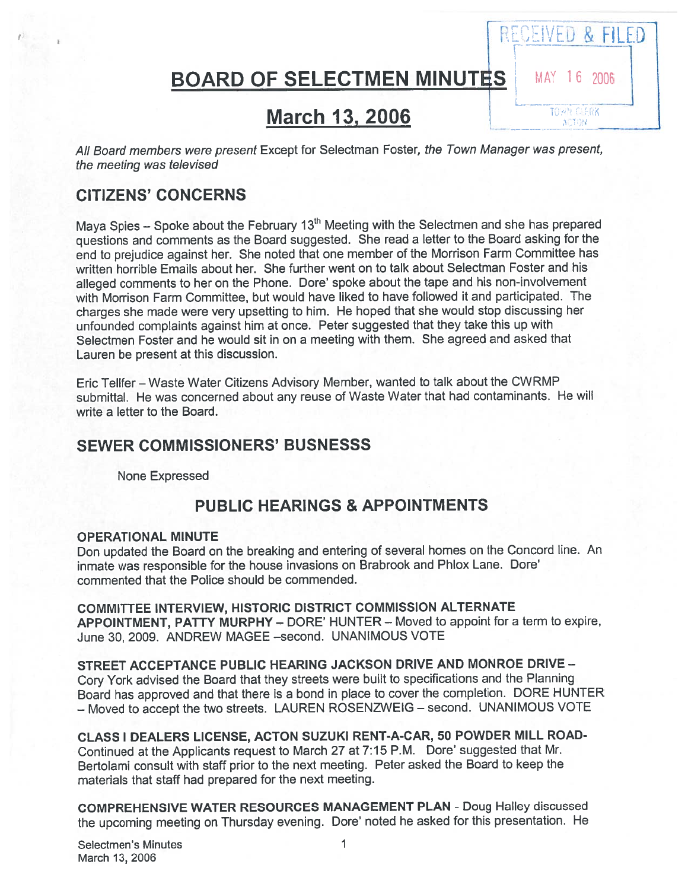RECEIVED & FILED

MAY 16 2006

TOWN CLERK ACTON

# BOARD OF SELECTMEN MINUTES

# March 13, 2006

*All Board members were present* Except for Selectman Foster, *the Town Manager was present, the meeting was televised*

## CITIZENS' CONCERNS

Maya Spies – Spoke about the February 13th Meeting with the Selectmen and she has prepared questions and comments as the Board suggested. She read a letter to the Board asking for the end to prejudice against her. She noted that one member of the Morrison Farm Committee has written horrible Emails about her. She further went on to talk about Selectman Foster and his alleged comments to her on the Phone. Dore' spoke about the tape and his non-involvement with Morrison Farm Committee, but would have liked to have followed it and participated. The charges she made were very upsetting to him. He hoped that she would stop discussing her unfounded complaints against him at once. Peter suggested that they take this up with Selectmen Foster and he would sit in on a meeting with them. She agreed and asked that Lauren be present at this discussion.

Eric Tellfer – Waste Water Citizens Advisory Member, wanted to talk about the CWRMP submittal. He was concerned about any reuse of Waste Water that had contaminants. He will write a letter to the Board.

## SEWER COMMISSIONERS' BUSNESSS

None Expressed

## PUBLIC HEARINGS & APPOINTMENTS

**OPERATIONAL MINUTE**
Don updated the Board on the breaking and entering of several homes on the Concord line. An inmate was responsible for the house invasions on Brabrook and Phlox Lane. Dore' commented that the Police should be commended.

**COMMITTEE INTERVIEW, HISTORIC DISTRICT COMMISSION ALTERNATE APPOINTMENT, PATTY MURPHY** – DORE' HUNTER – Moved to appoint for a term to expire, June 30, 2009. ANDREW MAGEE –second. UNANIMOUS VOTE

**STREET ACCEPTANCE PUBLIC HEARING JACKSON DRIVE AND MONROE DRIVE** – Cory York advised the Board that they streets were built to specifications and the Planning Board has approved and that there is a bond in place to cover the completion. DORE HUNTER – Moved to accept the two streets. LAUREN ROSENZWEIG – second. UNANIMOUS VOTE

**CLASS I DEALERS LICENSE, ACTON SUZUKI RENT-A-CAR, 50 POWDER MILL ROAD**- Continued at the Applicants request to March 27 at 7:15 P.M. Dore' suggested that Mr. Bertolami consult with staff prior to the next meeting. Peter asked the Board to keep the materials that staff had prepared for the next meeting.

**COMPREHENSIVE WATER RESOURCES MANAGEMENT PLAN** - Doug Halley discussed the upcoming meeting on Thursday evening. Dore' noted he asked for this presentation. He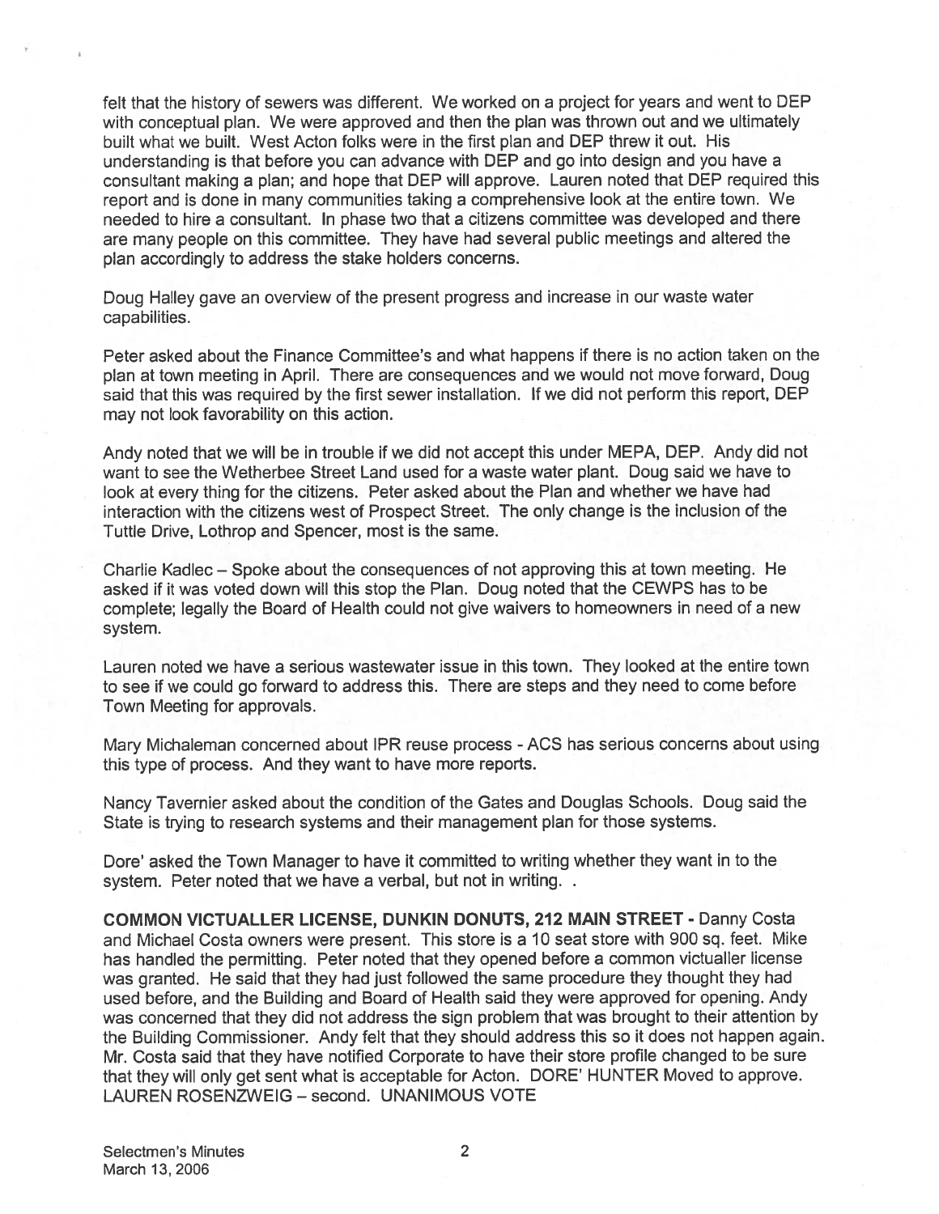felt that the history of sewers was different. We worked on a project for years and went to DEP with conceptual plan. We were approved and then the plan was thrown out and we ultimately built what we built. West Acton folks were in the first plan and DEP threw it out. His understanding is that before you can advance with DEP and go into design and you have a consultant making a plan; and hope that DEP will approve. Lauren noted that DEP required this report and is done in many communities taking a comprehensive look at the entire town. We needed to hire a consultant. In phase two that a citizens committee was developed and there are many people on this committee. They have had several public meetings and altered the plan accordingly to address the stake holders concerns.

Doug Halley gave an overview of the present progress and increase in our waste water capabilities.

Peter asked about the Finance Committee's and what happens if there is no action taken on the plan at town meeting in April. There are consequences and we would not move forward, Doug said that this was required by the first sewer installation. If we did not perform this report, DEP may not look favorability on this action.

Andy noted that we will be in trouble if we did not accept this under MEPA, DEP. Andy did not want to see the Wetherbee Street Land used for a waste water plant. Doug said we have to look at every thing for the citizens. Peter asked about the Plan and whether we have had interaction with the citizens west of Prospect Street. The only change is the inclusion of the Tuttle Drive, Lothrop and Spencer, most is the same.

Charlie Kadlec – Spoke about the consequences of not approving this at town meeting. He asked if it was voted down will this stop the Plan. Doug noted that the CEWPS has to be complete; legally the Board of Health could not give waivers to homeowners in need of a new system.

Lauren noted we have a serious wastewater issue in this town. They looked at the entire town to see if we could go forward to address this. There are steps and they need to come before Town Meeting for approvals.

Mary Michaleman concerned about IPR reuse process - ACS has serious concerns about using this type of process. And they want to have more reports.

Nancy Tavernier asked about the condition of the Gates and Douglas Schools. Doug said the State is trying to research systems and their management plan for those systems.

Dore' asked the Town Manager to have it committed to writing whether they want in to the system. Peter noted that we have a verbal, but not in writing. .

**COMMON VICTUALLER LICENSE, DUNKIN DONUTS, 212 MAIN STREET -** Danny Costa and Michael Costa owners were present. This store is a 10 seat store with 900 sq. feet. Mike has handled the permitting. Peter noted that they opened before a common victualler license was granted. He said that they had just followed the same procedure they thought they had used before, and the Building and Board of Health said they were approved for opening. Andy was concerned that they did not address the sign problem that was brought to their attention by the Building Commissioner. Andy felt that they should address this so it does not happen again. Mr. Costa said that they have notified Corporate to have their store profile changed to be sure that they will only get sent what is acceptable for Acton. DORE' HUNTER Moved to approve. LAUREN ROSENZWEIG – second. UNANIMOUS VOTE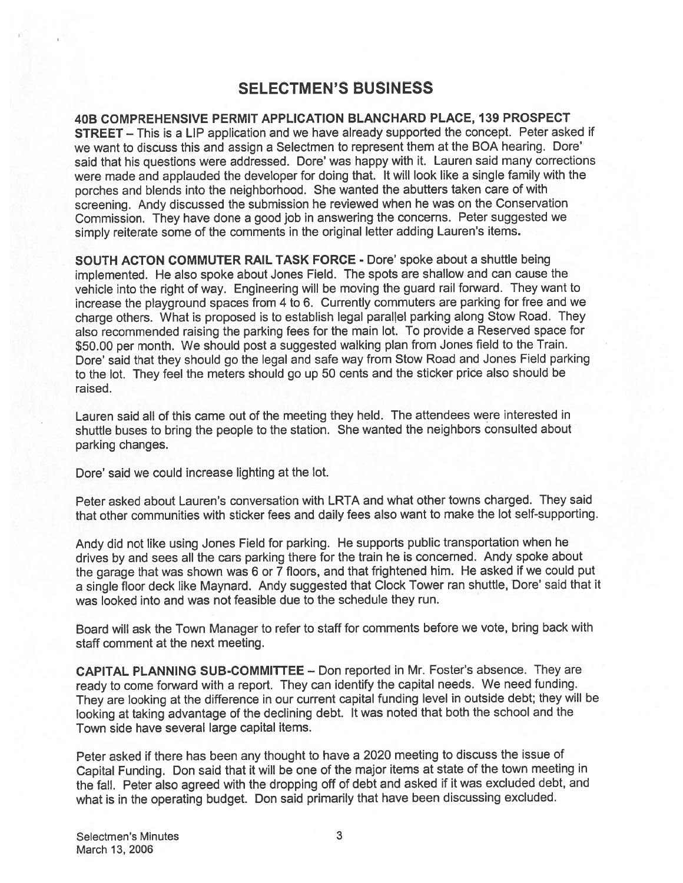## SELECTMEN'S BUSINESS

**40B COMPREHENSIVE PERMIT APPLICATION BLANCHARD PLACE, 139 PROSPECT STREET** – This is a LIP application and we have already supported the concept. Peter asked if we want to discuss this and assign a Selectmen to represent them at the BOA hearing. Dore' said that his questions were addressed. Dore' was happy with it. Lauren said many corrections were made and applauded the developer for doing that. It will look like a single family with the porches and blends into the neighborhood. She wanted the abutters taken care of with screening. Andy discussed the submission he reviewed when he was on the Conservation Commission. They have done a good job in answering the concerns. Peter suggested we simply reiterate some of the comments in the original letter adding Lauren's items.

**SOUTH ACTON COMMUTER RAIL TASK FORCE** - Dore' spoke about a shuttle being implemented. He also spoke about Jones Field. The spots are shallow and can cause the vehicle into the right of way. Engineering will be moving the guard rail forward. They want to increase the playground spaces from 4 to 6. Currently commuters are parking for free and we charge others. What is proposed is to establish legal parallel parking along Stow Road. They also recommended raising the parking fees for the main lot. To provide a Reserved space for $50.00 per month. We should post a suggested walking plan from Jones field to the Train. Dore' said that they should go the legal and safe way from Stow Road and Jones Field parking to the lot. They feel the meters should go up 50 cents and the sticker price also should be raised.

Lauren said all of this came out of the meeting they held. The attendees were interested in shuttle buses to bring the people to the station. She wanted the neighbors consulted about parking changes.

Dore' said we could increase lighting at the lot.

Peter asked about Lauren's conversation with LRTA and what other towns charged. They said that other communities with sticker fees and daily fees also want to make the lot self-supporting.

Andy did not like using Jones Field for parking. He supports public transportation when he drives by and sees all the cars parking there for the train he is concerned. Andy spoke about the garage that was shown was 6 or 7 floors, and that frightened him. He asked if we could put a single floor deck like Maynard. Andy suggested that Clock Tower ran shuttle, Dore' said that it was looked into and was not feasible due to the schedule they run.

Board will ask the Town Manager to refer to staff for comments before we vote, bring back with staff comment at the next meeting.

**CAPITAL PLANNING SUB-COMMITTEE** – Don reported in Mr. Foster's absence. They are ready to come forward with a report. They can identify the capital needs. We need funding. They are looking at the difference in our current capital funding level in outside debt; they will be looking at taking advantage of the declining debt. It was noted that both the school and the Town side have several large capital items.

Peter asked if there has been any thought to have a 2020 meeting to discuss the issue of Capital Funding. Don said that it will be one of the major items at state of the town meeting in the fall. Peter also agreed with the dropping off of debt and asked if it was excluded debt, and what is in the operating budget. Don said primarily that have been discussing excluded.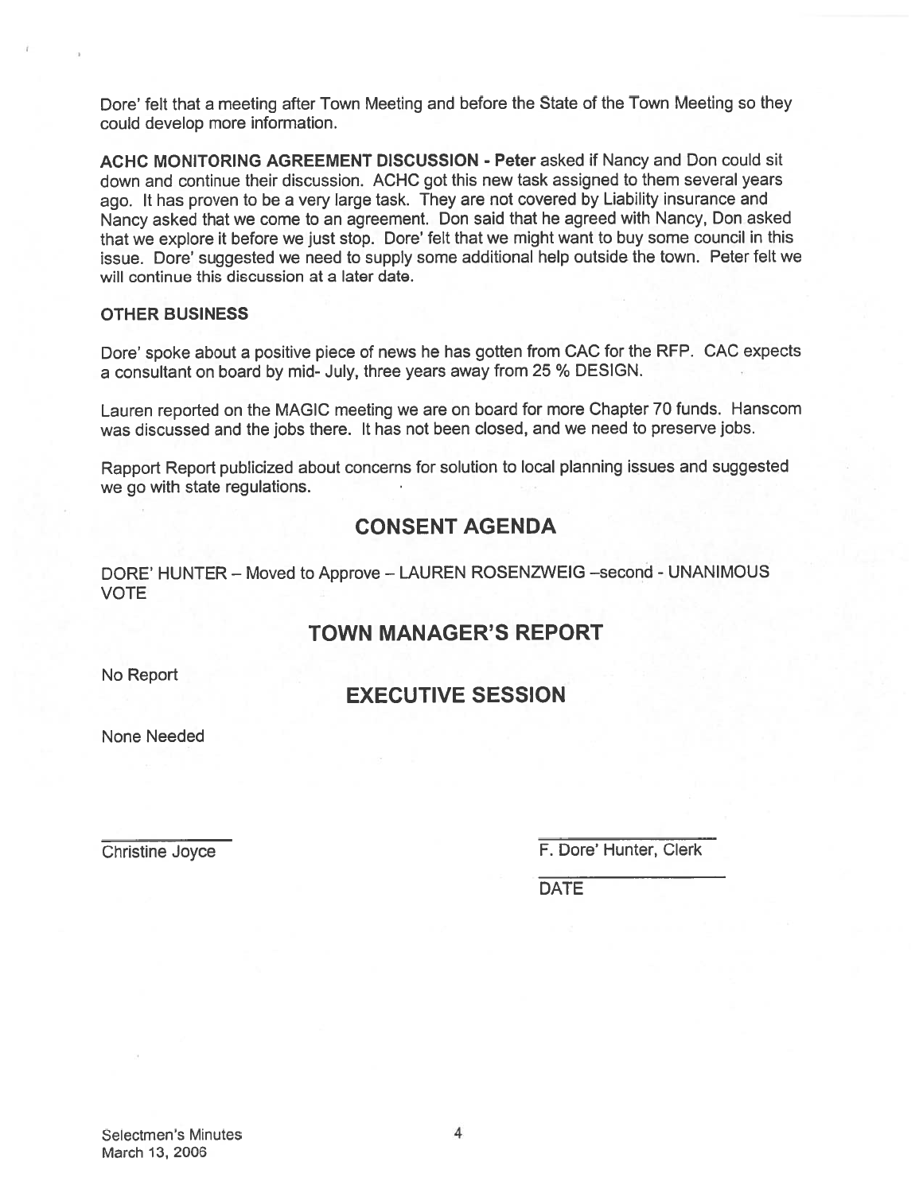Dore' felt that a meeting after Town Meeting and before the State of the Town Meeting so they could develop more information.

**ACHC MONITORING AGREEMENT DISCUSSION - Peter** asked if Nancy and Don could sit down and continue their discussion. ACHC got this new task assigned to them several years ago. It has proven to be a very large task. They are not covered by Liability insurance and Nancy asked that we come to an agreement. Don said that he agreed with Nancy, Don asked that we explore it before we just stop. Dore' felt that we might want to buy some council in this issue. Dore' suggested we need to supply some additional help outside the town. Peter felt we will continue this discussion at a later date.

**OTHER BUSINESS**

Dore' spoke about a positive piece of news he has gotten from CAC for the RFP. CAC expects a consultant on board by mid- July, three years away from 25 % DESIGN.

Lauren reported on the MAGIC meeting we are on board for more Chapter 70 funds. Hanscom was discussed and the jobs there. It has not been closed, and we need to preserve jobs.

Rapport Report publicized about concerns for solution to local planning issues and suggested we go with state regulations.

## CONSENT AGENDA

DORE' HUNTER – Moved to Approve – LAUREN ROSENZWEIG –second - UNANIMOUS VOTE

## TOWN MANAGER'S REPORT

No Report

## EXECUTIVE SESSION

None Needed

\_\_\_\_\_\_\_\_\_\_\_\_\_\_\_\_\_\_\_\_ \_\_\_\_\_\_\_\_\_\_\_\_\_\_\_\_\_\_\_\_

Christine Joyce F. Dore' Hunter, Clerk

\_\_\_\_\_\_\_\_\_\_\_\_\_\_\_\_\_\_\_\_

DATE

Selectmen's Minutes
March 13, 2006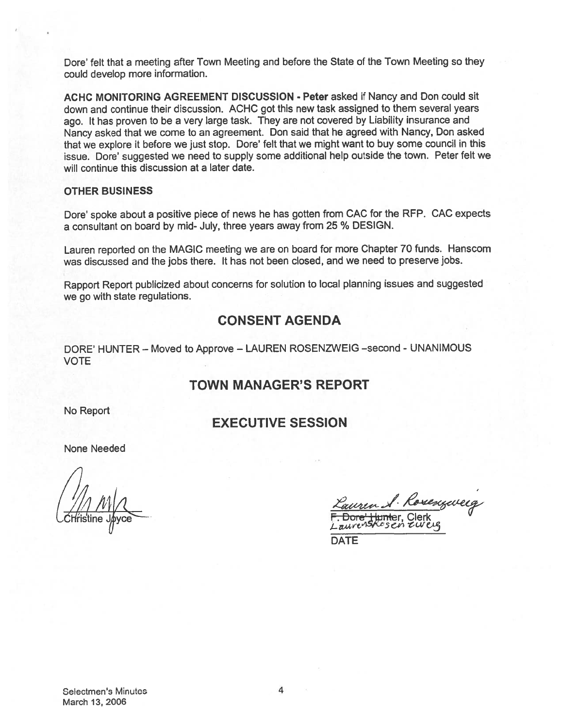Dore' felt that a meeting after Town Meeting and before the State of the Town Meeting so they could develop more information.

**ACHC MONITORING AGREEMENT DISCUSSION - Peter** asked if Nancy and Don could sit down and continue their discussion. ACHC got this new task assigned to them several years ago. It has proven to be a very large task. They are not covered by Liability insurance and Nancy asked that we come to an agreement. Don said that he agreed with Nancy, Don asked that we explore it before we just stop. Dore' felt that we might want to buy some council in this issue. Dore' suggested we need to supply some additional help outside the town. Peter felt we will continue this discussion at a later date.

**OTHER BUSINESS**

Dore' spoke about a positive piece of news he has gotten from CAC for the RFP. CAC expects a consultant on board by mid- July, three years away from 25 % DESIGN.

Lauren reported on the MAGIC meeting we are on board for more Chapter 70 funds. Hanscom was discussed and the jobs there. It has not been closed, and we need to preserve jobs.

Rapport Report publicized about concerns for solution to local planning issues and suggested we go with state regulations.

## CONSENT AGENDA

DORE' HUNTER – Moved to Approve – LAUREN ROSENZWEIG –second - UNANIMOUS VOTE

## TOWN MANAGER'S REPORT

No Report

## EXECUTIVE SESSION

None Needed

Christine Joyce

~~F. Dore' Hunter~~, Clerk
Lauren Rosenzweig

DATE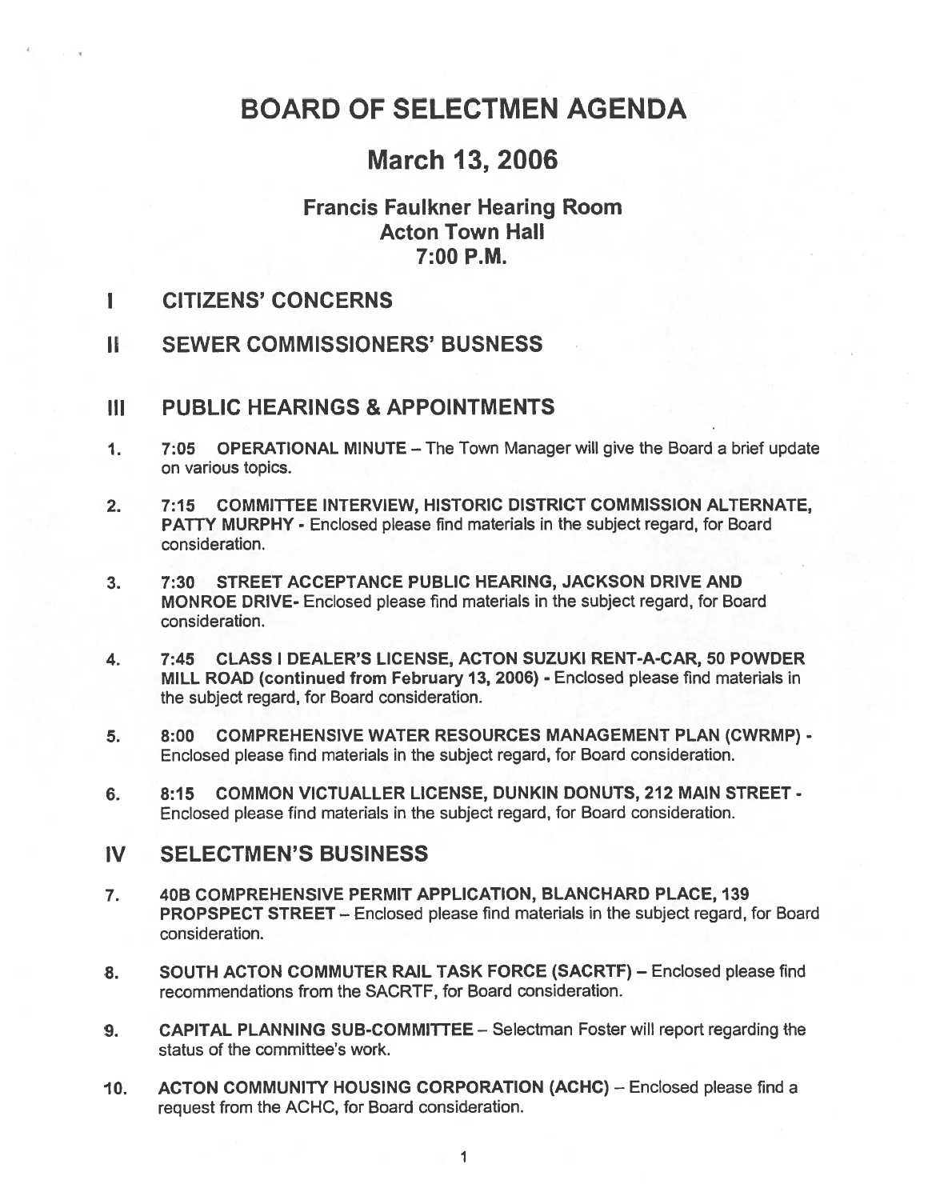# BOARD OF SELECTMEN AGENDA

## March 13, 2006

### Francis Faulkner Hearing Room
### Acton Town Hall
### 7:00 P.M.

## I CITIZENS' CONCERNS

## II SEWER COMMISSIONERS' BUSNESS

## III PUBLIC HEARINGS & APPOINTMENTS

1. 7:05 **OPERATIONAL MINUTE** – The Town Manager will give the Board a brief update on various topics.

2. 7:15 **COMMITTEE INTERVIEW, HISTORIC DISTRICT COMMISSION ALTERNATE, PATTY MURPHY** - Enclosed please find materials in the subject regard, for Board consideration.

3. 7:30 **STREET ACCEPTANCE PUBLIC HEARING, JACKSON DRIVE AND MONROE DRIVE**- Enclosed please find materials in the subject regard, for Board consideration.

4. 7:45 **CLASS I DEALER'S LICENSE, ACTON SUZUKI RENT-A-CAR, 50 POWDER MILL ROAD (continued from February 13, 2006)** - Enclosed please find materials in the subject regard, for Board consideration.

5. 8:00 **COMPREHENSIVE WATER RESOURCES MANAGEMENT PLAN (CWRMP)** - Enclosed please find materials in the subject regard, for Board consideration.

6. 8:15 **COMMON VICTUALLER LICENSE, DUNKIN DONUTS, 212 MAIN STREET** - Enclosed please find materials in the subject regard, for Board consideration.

## IV SELECTMEN'S BUSINESS

7. **40B COMPREHENSIVE PERMIT APPLICATION, BLANCHARD PLACE, 139 PROPSPECT STREET** – Enclosed please find materials in the subject regard, for Board consideration.

8. **SOUTH ACTON COMMUTER RAIL TASK FORCE (SACRTF)** – Enclosed please find recommendations from the SACRTF, for Board consideration.

9. **CAPITAL PLANNING SUB-COMMITTEE** – Selectman Foster will report regarding the status of the committee's work.

10. **ACTON COMMUNITY HOUSING CORPORATION (ACHC)** – Enclosed please find a request from the ACHC, for Board consideration.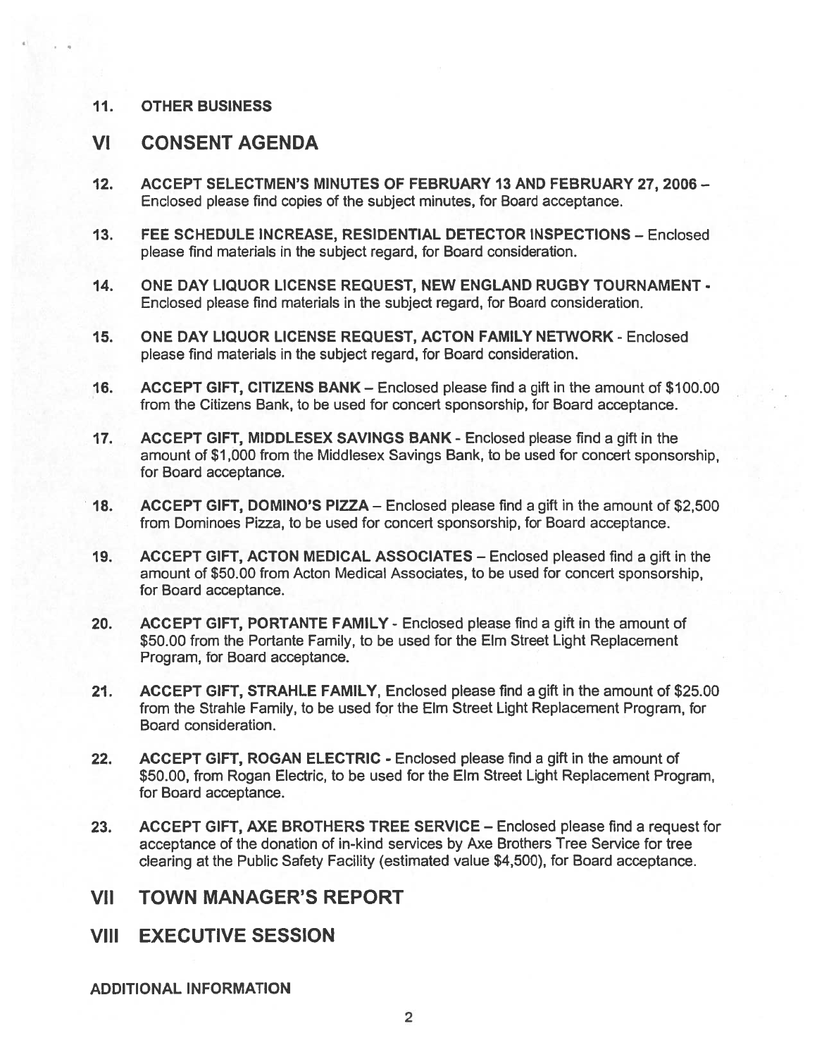**11. OTHER BUSINESS**

## VI CONSENT AGENDA

**12. ACCEPT SELECTMEN'S MINUTES OF FEBRUARY 13 AND FEBRUARY 27, 2006 –** Enclosed please find copies of the subject minutes, for Board acceptance.

**13. FEE SCHEDULE INCREASE, RESIDENTIAL DETECTOR INSPECTIONS –** Enclosed please find materials in the subject regard, for Board consideration.

**14. ONE DAY LIQUOR LICENSE REQUEST, NEW ENGLAND RUGBY TOURNAMENT -** Enclosed please find materials in the subject regard, for Board consideration.

**15. ONE DAY LIQUOR LICENSE REQUEST, ACTON FAMILY NETWORK** - Enclosed please find materials in the subject regard, for Board consideration.

**16. ACCEPT GIFT, CITIZENS BANK –** Enclosed please find a gift in the amount of $100.00 from the Citizens Bank, to be used for concert sponsorship, for Board acceptance.

**17. ACCEPT GIFT, MIDDLESEX SAVINGS BANK** - Enclosed please find a gift in the amount of $1,000 from the Middlesex Savings Bank, to be used for concert sponsorship, for Board acceptance.

**18. ACCEPT GIFT, DOMINO'S PIZZA –** Enclosed please find a gift in the amount of $2,500 from Dominoes Pizza, to be used for concert sponsorship, for Board acceptance.

**19. ACCEPT GIFT, ACTON MEDICAL ASSOCIATES –** Enclosed pleased find a gift in the amount of $50.00 from Acton Medical Associates, to be used for concert sponsorship, for Board acceptance.

**20. ACCEPT GIFT, PORTANTE FAMILY** - Enclosed please find a gift in the amount of $50.00 from the Portante Family, to be used for the Elm Street Light Replacement Program, for Board acceptance.

**21. ACCEPT GIFT, STRAHLE FAMILY**, Enclosed please find a gift in the amount of $25.00 from the Strahle Family, to be used for the Elm Street Light Replacement Program, for Board consideration.

**22. ACCEPT GIFT, ROGAN ELECTRIC -** Enclosed please find a gift in the amount of $50.00, from Rogan Electric, to be used for the Elm Street Light Replacement Program, for Board acceptance.

**23. ACCEPT GIFT, AXE BROTHERS TREE SERVICE –** Enclosed please find a request for acceptance of the donation of in-kind services by Axe Brothers Tree Service for tree clearing at the Public Safety Facility (estimated value $4,500), for Board acceptance.

## VII TOWN MANAGER'S REPORT

## VIII EXECUTIVE SESSION

**ADDITIONAL INFORMATION**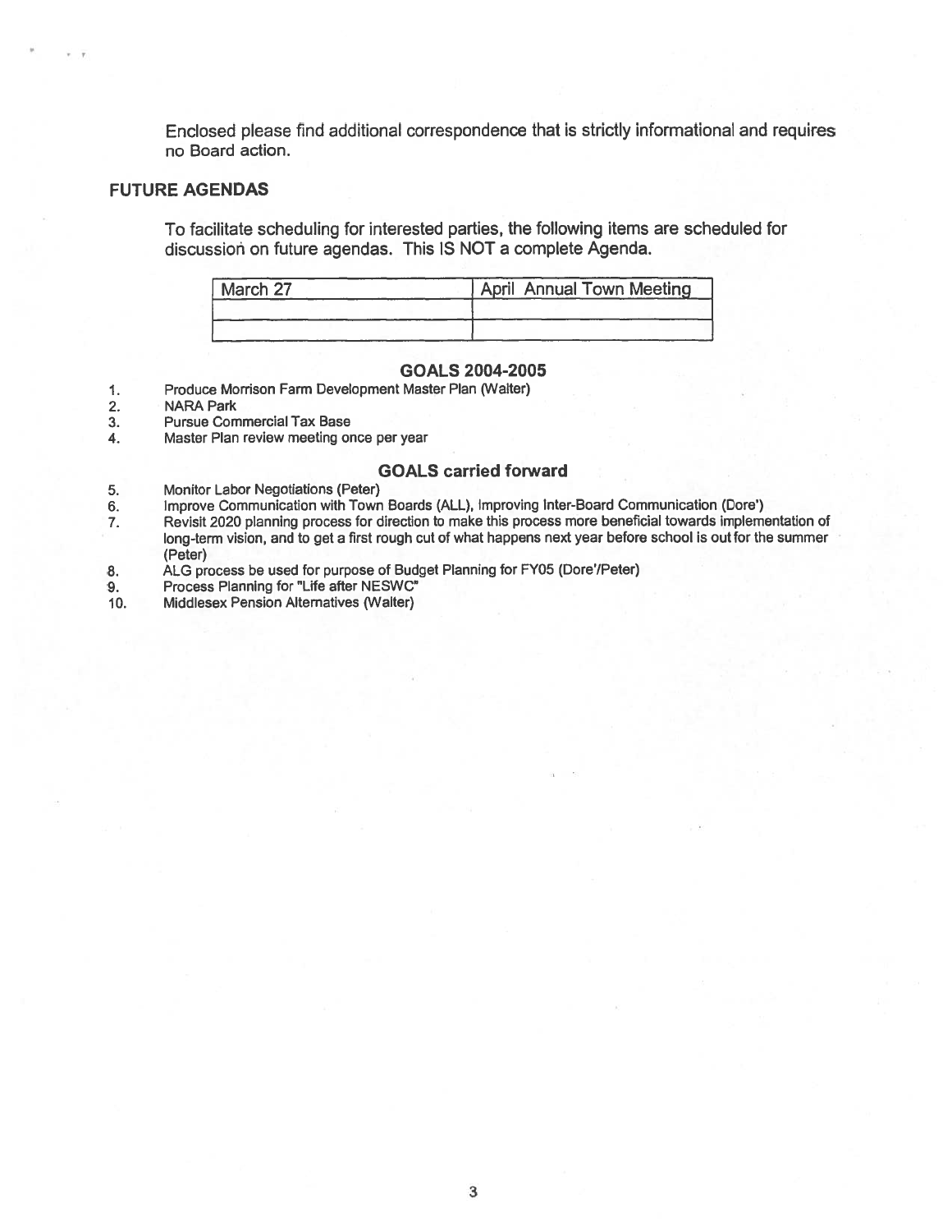Enclosed please find additional correspondence that is strictly informational and requires no Board action.

## FUTURE AGENDAS

To facilitate scheduling for interested parties, the following items are scheduled for discussion on future agendas. This IS NOT a complete Agenda.

| March 27 | April Annual Town Meeting |
|---|---|
| | |
| | |

### GOALS 2004-2005

1. Produce Morrison Farm Development Master Plan (Walter)
2. NARA Park
3. Pursue Commercial Tax Base
4. Master Plan review meeting once per year

### GOALS carried forward

5. Monitor Labor Negotiations (Peter)
6. Improve Communication with Town Boards (ALL), Improving Inter-Board Communication (Dore')
7. Revisit 2020 planning process for direction to make this process more beneficial towards implementation of long-term vision, and to get a first rough cut of what happens next year before school is out for the summer (Peter)
8. ALG process be used for purpose of Budget Planning for FY05 (Dore'/Peter)
9. Process Planning for "Life after NESWC"
10. Middlesex Pension Alternatives (Walter)